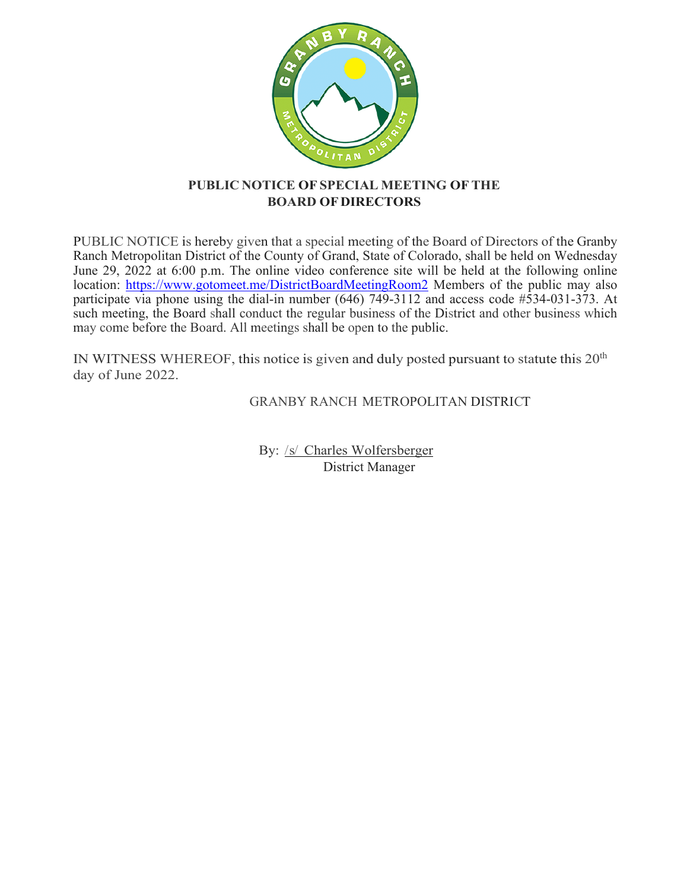**PUBLIC NOTICE OF SPECIAL MEETING OF THE BOARD OF DIRECTORS**

PUBLIC NOTICE is hereby given that a special meeting of the Board of Directors of the Granby Ranch Metropolitan District of the County of Grand, State of Colorado, shall be held on Wednesday June 29, 2022 at 6:00 p.m. The online video conference site will be held at the following online location: https://www.gotomeet.me/DistrictBoardMeetingRoom2 Members of the public may also participate via phone using the dial-in number (646) 749-3112 and access code #534-031-373. At such meeting, the Board shall conduct the regular business of the District and other business which may come before the Board. All meetings shall be open to the public.

IN WITNESS WHEREOF, this notice is given and duly posted pursuant to statute this 20th day of June 2022.

GRANBY RANCH METROPOLITAN DISTRICT

By: /s/ Charles Wolfersberger
District Manager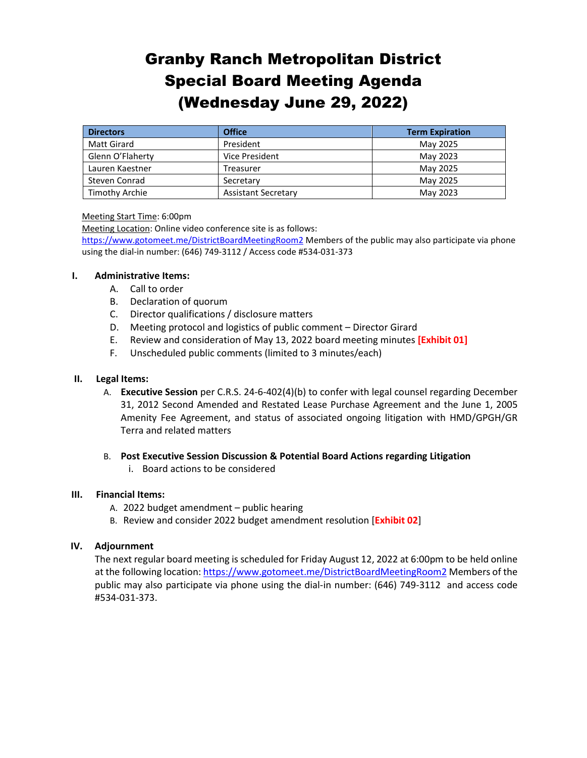# Granby Ranch Metropolitan District
# Special Board Meeting Agenda
# (Wednesday June 29, 2022)

| Directors | Office | Term Expiration |
|---|---|---|
| Matt Girard | President | May 2025 |
| Glenn O'Flaherty | Vice President | May 2023 |
| Lauren Kaestner | Treasurer | May 2025 |
| Steven Conrad | Secretary | May 2025 |
| Timothy Archie | Assistant Secretary | May 2023 |

Meeting Start Time: 6:00pm
Meeting Location: Online video conference site is as follows:
https://www.gotomeet.me/DistrictBoardMeetingRoom2 Members of the public may also participate via phone using the dial-in number: (646) 749-3112 / Access code #534-031-373

**I. Administrative Items:**

A. Call to order
B. Declaration of quorum
C. Director qualifications / disclosure matters
D. Meeting protocol and logistics of public comment – Director Girard
E. Review and consideration of May 13, 2022 board meeting minutes **[Exhibit 01]**
F. Unscheduled public comments (limited to 3 minutes/each)

**II. Legal Items:**

A. **Executive Session** per C.R.S. 24-6-402(4)(b) to confer with legal counsel regarding December 31, 2012 Second Amended and Restated Lease Purchase Agreement and the June 1, 2005 Amenity Fee Agreement, and status of associated ongoing litigation with HMD/GPGH/GR Terra and related matters

B. **Post Executive Session Discussion & Potential Board Actions regarding Litigation**
   i. Board actions to be considered

**III. Financial Items:**

A. 2022 budget amendment – public hearing
B. Review and consider 2022 budget amendment resolution [**Exhibit 02**]

**IV. Adjournment**

The next regular board meeting is scheduled for Friday August 12, 2022 at 6:00pm to be held online at the following location: https://www.gotomeet.me/DistrictBoardMeetingRoom2 Members of the public may also participate via phone using the dial-in number: (646) 749-3112 and access code #534-031-373.